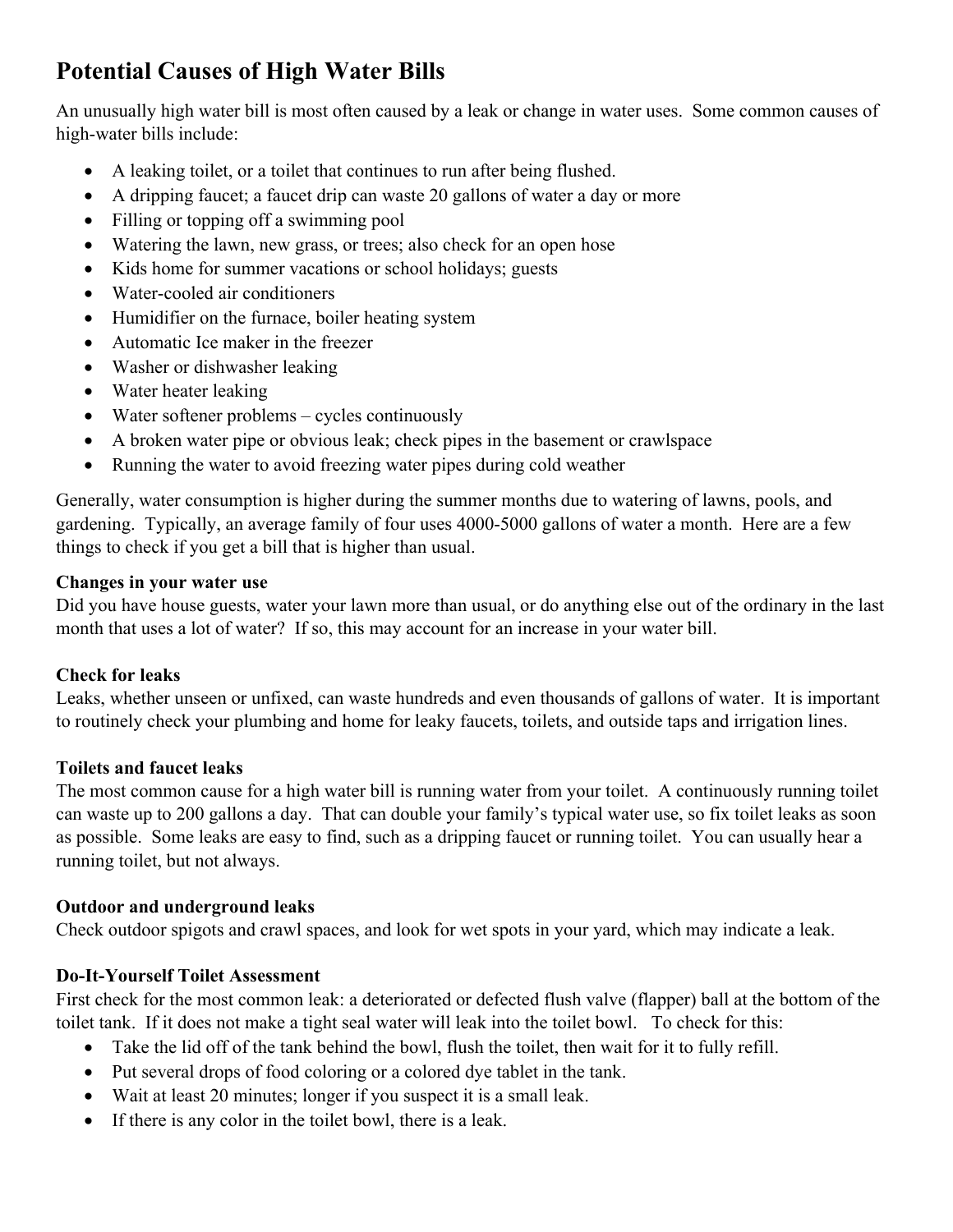# Potential Causes of High Water Bills

An unusually high water bill is most often caused by a leak or change in water uses. Some common causes of high-water bills include:

- A leaking toilet, or a toilet that continues to run after being flushed.
- A dripping faucet; a faucet drip can waste 20 gallons of water a day or more
- Filling or topping off a swimming pool
- Watering the lawn, new grass, or trees; also check for an open hose
- Kids home for summer vacations or school holidays; guests
- Water-cooled air conditioners
- Humidifier on the furnace, boiler heating system
- Automatic Ice maker in the freezer
- Washer or dishwasher leaking
- Water heater leaking
- Water softener problems – cycles continuously
- A broken water pipe or obvious leak; check pipes in the basement or crawlspace
- Running the water to avoid freezing water pipes during cold weather

Generally, water consumption is higher during the summer months due to watering of lawns, pools, and gardening. Typically, an average family of four uses 4000-5000 gallons of water a month. Here are a few things to check if you get a bill that is higher than usual.

**Changes in your water use**
Did you have house guests, water your lawn more than usual, or do anything else out of the ordinary in the last month that uses a lot of water? If so, this may account for an increase in your water bill.

**Check for leaks**
Leaks, whether unseen or unfixed, can waste hundreds and even thousands of gallons of water. It is important to routinely check your plumbing and home for leaky faucets, toilets, and outside taps and irrigation lines.

**Toilets and faucet leaks**
The most common cause for a high water bill is running water from your toilet. A continuously running toilet can waste up to 200 gallons a day. That can double your family's typical water use, so fix toilet leaks as soon as possible. Some leaks are easy to find, such as a dripping faucet or running toilet. You can usually hear a running toilet, but not always.

**Outdoor and underground leaks**
Check outdoor spigots and crawl spaces, and look for wet spots in your yard, which may indicate a leak.

**Do-It-Yourself Toilet Assessment**
First check for the most common leak: a deteriorated or defected flush valve (flapper) ball at the bottom of the toilet tank. If it does not make a tight seal water will leak into the toilet bowl. To check for this:

- Take the lid off of the tank behind the bowl, flush the toilet, then wait for it to fully refill.
- Put several drops of food coloring or a colored dye tablet in the tank.
- Wait at least 20 minutes; longer if you suspect it is a small leak.
- If there is any color in the toilet bowl, there is a leak.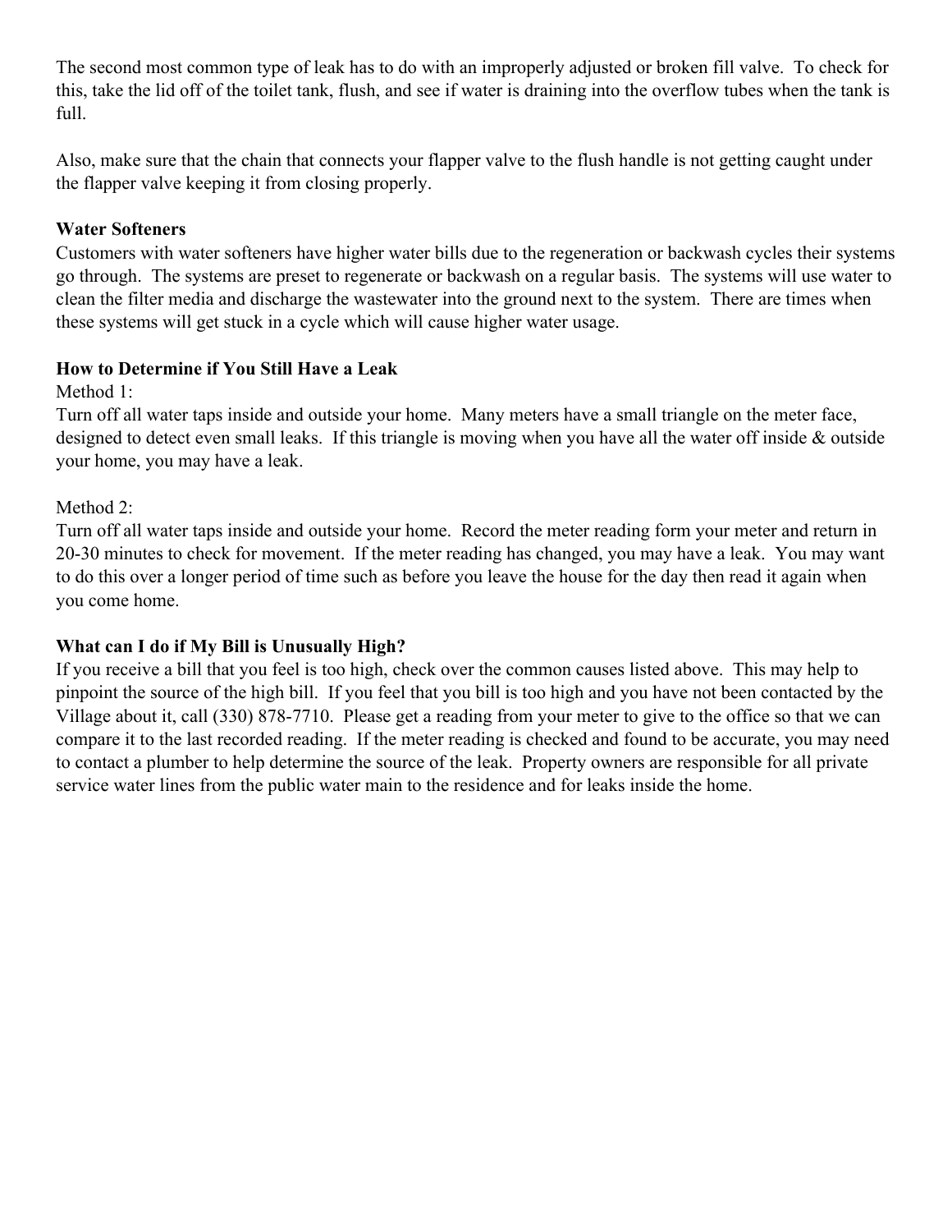The second most common type of leak has to do with an improperly adjusted or broken fill valve. To check for this, take the lid off of the toilet tank, flush, and see if water is draining into the overflow tubes when the tank is full.

Also, make sure that the chain that connects your flapper valve to the flush handle is not getting caught under the flapper valve keeping it from closing properly.

**Water Softeners**

Customers with water softeners have higher water bills due to the regeneration or backwash cycles their systems go through. The systems are preset to regenerate or backwash on a regular basis. The systems will use water to clean the filter media and discharge the wastewater into the ground next to the system. There are times when these systems will get stuck in a cycle which will cause higher water usage.

**How to Determine if You Still Have a Leak**

Method 1:

Turn off all water taps inside and outside your home. Many meters have a small triangle on the meter face, designed to detect even small leaks. If this triangle is moving when you have all the water off inside & outside your home, you may have a leak.

Method 2:

Turn off all water taps inside and outside your home. Record the meter reading form your meter and return in 20-30 minutes to check for movement. If the meter reading has changed, you may have a leak. You may want to do this over a longer period of time such as before you leave the house for the day then read it again when you come home.

**What can I do if My Bill is Unusually High?**

If you receive a bill that you feel is too high, check over the common causes listed above. This may help to pinpoint the source of the high bill. If you feel that you bill is too high and you have not been contacted by the Village about it, call (330) 878-7710. Please get a reading from your meter to give to the office so that we can compare it to the last recorded reading. If the meter reading is checked and found to be accurate, you may need to contact a plumber to help determine the source of the leak. Property owners are responsible for all private service water lines from the public water main to the residence and for leaks inside the home.